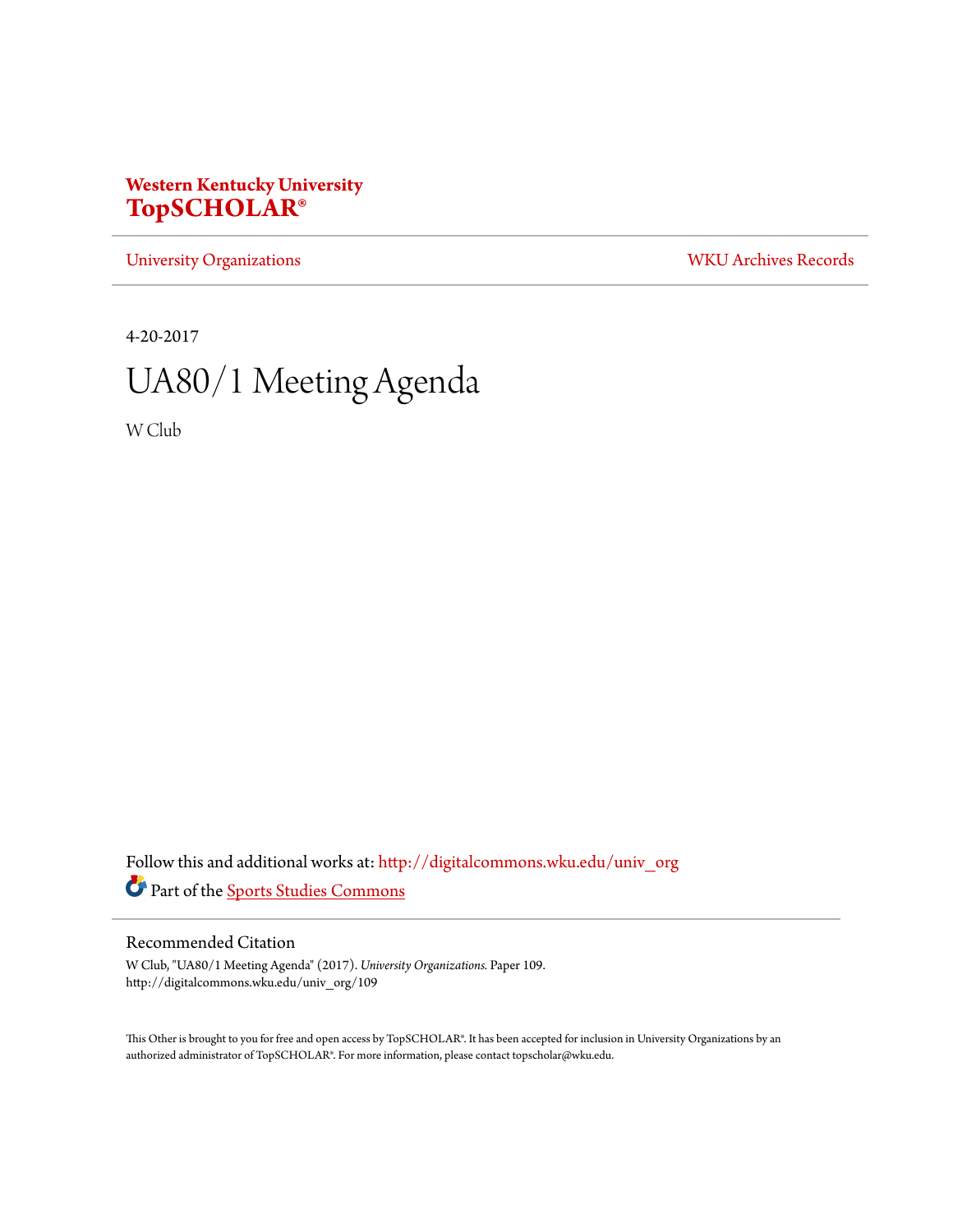**Western Kentucky University**
**TopSCHOLAR®**

University Organizations | WKU Archives Records

4-20-2017

# UA80/1 Meeting Agenda

W Club

Follow this and additional works at: http://digitalcommons.wku.edu/univ_org

Part of the Sports Studies Commons

## Recommended Citation

W Club, "UA80/1 Meeting Agenda" (2017). *University Organizations.* Paper 109.
http://digitalcommons.wku.edu/univ_org/109

This Other is brought to you for free and open access by TopSCHOLAR®. It has been accepted for inclusion in University Organizations by an authorized administrator of TopSCHOLAR®. For more information, please contact topscholar@wku.edu.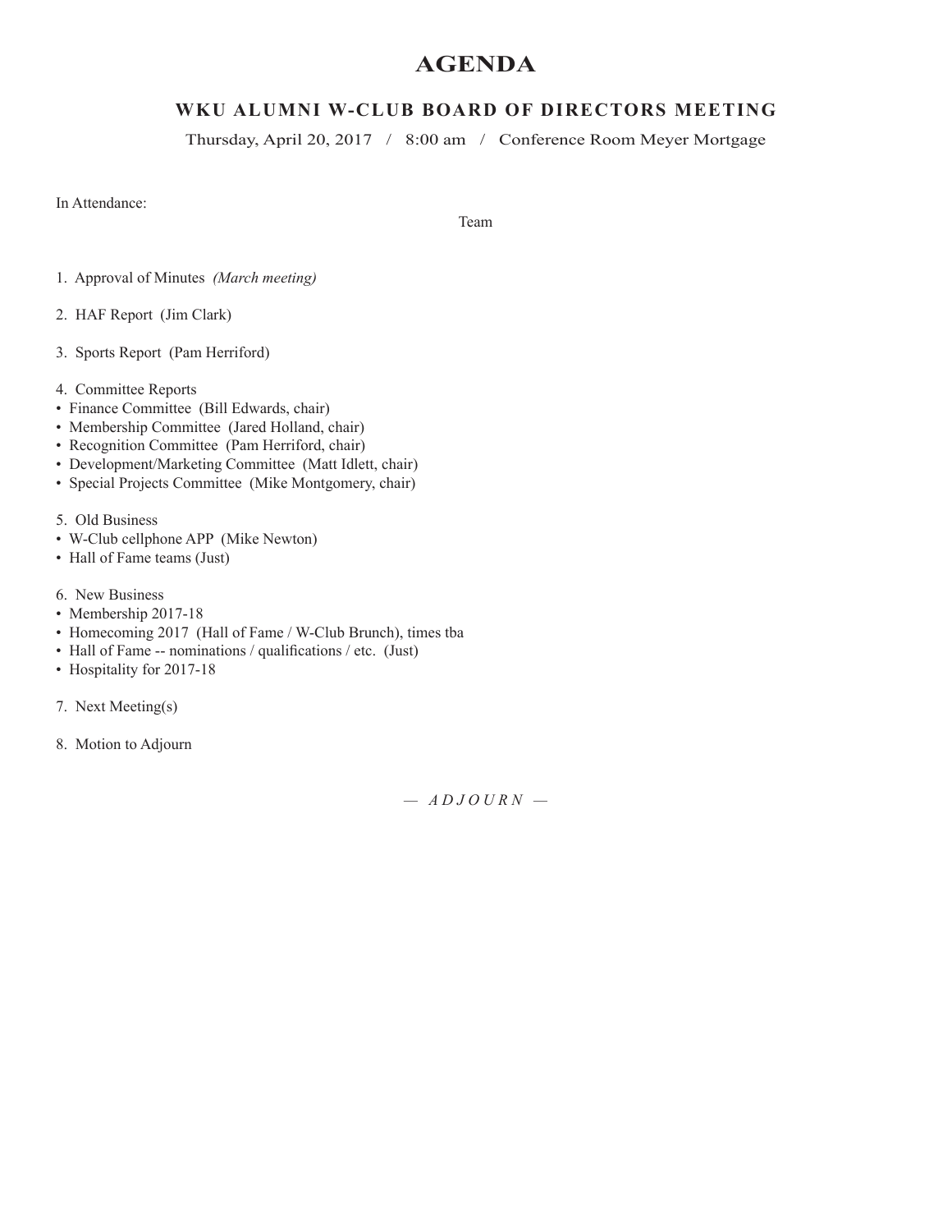# AGENDA

## WKU ALUMNI W-CLUB BOARD OF DIRECTORS MEETING

Thursday, April 20, 2017 / 8:00 am / Conference Room Meyer Mortgage

In Attendance:

Team

1. Approval of Minutes *(March meeting)*

2. HAF Report (Jim Clark)

3. Sports Report (Pam Herriford)

4. Committee Reports
- Finance Committee (Bill Edwards, chair)
- Membership Committee (Jared Holland, chair)
- Recognition Committee (Pam Herriford, chair)
- Development/Marketing Committee (Matt Idlett, chair)
- Special Projects Committee (Mike Montgomery, chair)

5. Old Business
- W-Club cellphone APP (Mike Newton)
- Hall of Fame teams (Just)

6. New Business
- Membership 2017-18
- Homecoming 2017 (Hall of Fame / W-Club Brunch), times tba
- Hall of Fame -- nominations / qualifications / etc. (Just)
- Hospitality for 2017-18

7. Next Meeting(s)

8. Motion to Adjourn

*— ADJOURN —*